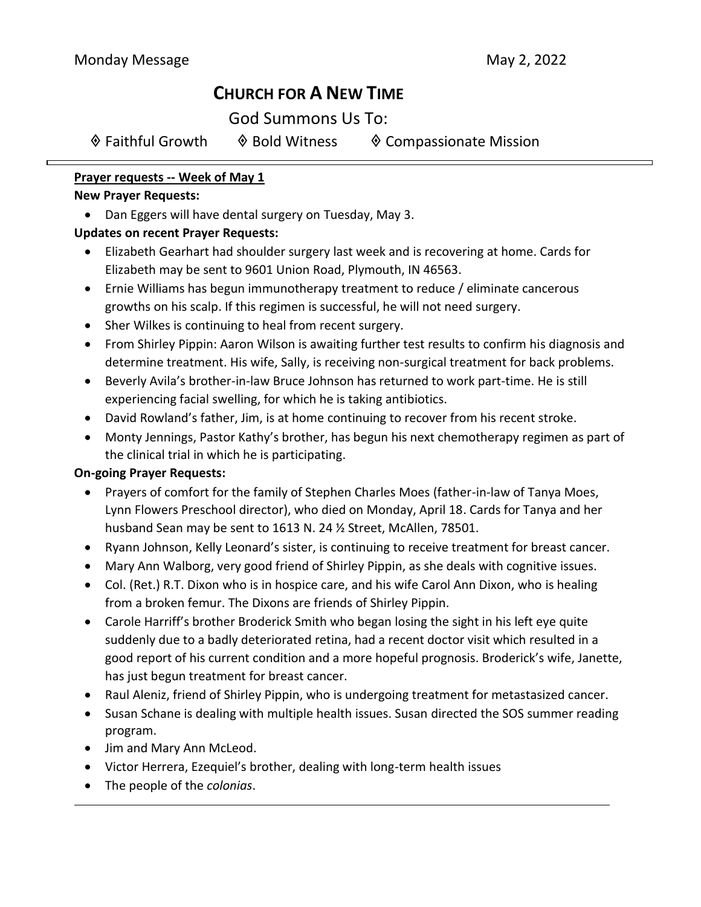Monday Message May 2, 2022

# CHURCH FOR A NEW TIME

God Summons Us To:

◊ Faithful Growth ◊ Bold Witness ◊ Compassionate Mission

---

**Prayer requests -- Week of May 1**

**New Prayer Requests:**

- Dan Eggers will have dental surgery on Tuesday, May 3.

**Updates on recent Prayer Requests:**

- Elizabeth Gearhart had shoulder surgery last week and is recovering at home. Cards for Elizabeth may be sent to 9601 Union Road, Plymouth, IN 46563.
- Ernie Williams has begun immunotherapy treatment to reduce / eliminate cancerous growths on his scalp. If this regimen is successful, he will not need surgery.
- Sher Wilkes is continuing to heal from recent surgery.
- From Shirley Pippin: Aaron Wilson is awaiting further test results to confirm his diagnosis and determine treatment. His wife, Sally, is receiving non-surgical treatment for back problems.
- Beverly Avila's brother-in-law Bruce Johnson has returned to work part-time. He is still experiencing facial swelling, for which he is taking antibiotics.
- David Rowland's father, Jim, is at home continuing to recover from his recent stroke.
- Monty Jennings, Pastor Kathy's brother, has begun his next chemotherapy regimen as part of the clinical trial in which he is participating.

**On-going Prayer Requests:**

- Prayers of comfort for the family of Stephen Charles Moes (father-in-law of Tanya Moes, Lynn Flowers Preschool director), who died on Monday, April 18. Cards for Tanya and her husband Sean may be sent to 1613 N. 24 ½ Street, McAllen, 78501.
- Ryann Johnson, Kelly Leonard's sister, is continuing to receive treatment for breast cancer.
- Mary Ann Walborg, very good friend of Shirley Pippin, as she deals with cognitive issues.
- Col. (Ret.) R.T. Dixon who is in hospice care, and his wife Carol Ann Dixon, who is healing from a broken femur. The Dixons are friends of Shirley Pippin.
- Carole Harriff's brother Broderick Smith who began losing the sight in his left eye quite suddenly due to a badly deteriorated retina, had a recent doctor visit which resulted in a good report of his current condition and a more hopeful prognosis. Broderick's wife, Janette, has just begun treatment for breast cancer.
- Raul Aleniz, friend of Shirley Pippin, who is undergoing treatment for metastasized cancer.
- Susan Schane is dealing with multiple health issues. Susan directed the SOS summer reading program.
- Jim and Mary Ann McLeod.
- Victor Herrera, Ezequiel's brother, dealing with long-term health issues
- The people of the *colonias*.

---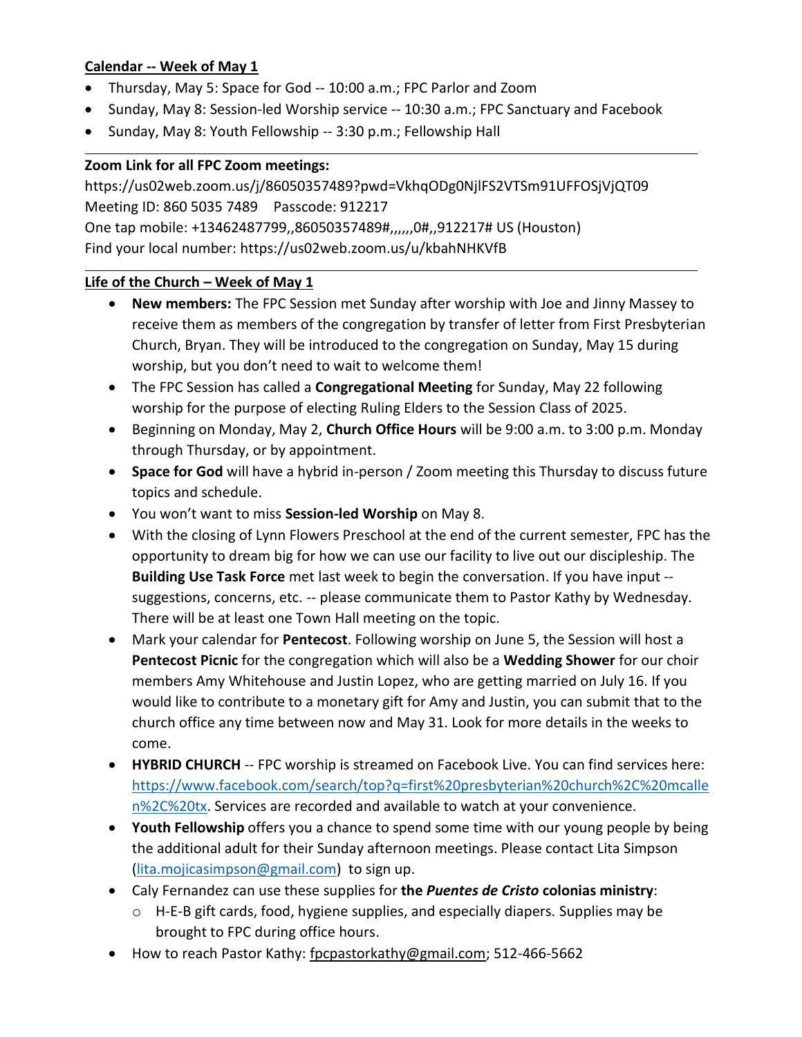**Calendar -- Week of May 1**

- Thursday, May 5: Space for God -- 10:00 a.m.; FPC Parlor and Zoom
- Sunday, May 8: Session-led Worship service -- 10:30 a.m.; FPC Sanctuary and Facebook
- Sunday, May 8: Youth Fellowship -- 3:30 p.m.; Fellowship Hall

---

**Zoom Link for all FPC Zoom meetings:**

https://us02web.zoom.us/j/86050357489?pwd=VkhqODg0NjlFS2VTSm91UFFOSjVjQT09
Meeting ID: 860 5035 7489 Passcode: 912217
One tap mobile: +13462487799,,86050357489#,,,,,,0#,,912217# US (Houston)
Find your local number: https://us02web.zoom.us/u/kbahNHKVfB

---

**Life of the Church – Week of May 1**

- **New members:** The FPC Session met Sunday after worship with Joe and Jinny Massey to receive them as members of the congregation by transfer of letter from First Presbyterian Church, Bryan. They will be introduced to the congregation on Sunday, May 15 during worship, but you don't need to wait to welcome them!
- The FPC Session has called a **Congregational Meeting** for Sunday, May 22 following worship for the purpose of electing Ruling Elders to the Session Class of 2025.
- Beginning on Monday, May 2, **Church Office Hours** will be 9:00 a.m. to 3:00 p.m. Monday through Thursday, or by appointment.
- **Space for God** will have a hybrid in-person / Zoom meeting this Thursday to discuss future topics and schedule.
- You won't want to miss **Session-led Worship** on May 8.
- With the closing of Lynn Flowers Preschool at the end of the current semester, FPC has the opportunity to dream big for how we can use our facility to live out our discipleship. The **Building Use Task Force** met last week to begin the conversation. If you have input -- suggestions, concerns, etc. -- please communicate them to Pastor Kathy by Wednesday. There will be at least one Town Hall meeting on the topic.
- Mark your calendar for **Pentecost**. Following worship on June 5, the Session will host a **Pentecost Picnic** for the congregation which will also be a **Wedding Shower** for our choir members Amy Whitehouse and Justin Lopez, who are getting married on July 16. If you would like to contribute to a monetary gift for Amy and Justin, you can submit that to the church office any time between now and May 31. Look for more details in the weeks to come.
- **HYBRID CHURCH** -- FPC worship is streamed on Facebook Live. You can find services here: https://www.facebook.com/search/top?q=first%20presbyterian%20church%2C%20mcallen%2C%20tx. Services are recorded and available to watch at your convenience.
- **Youth Fellowship** offers you a chance to spend some time with our young people by being the additional adult for their Sunday afternoon meetings. Please contact Lita Simpson (lita.mojicasimpson@gmail.com) to sign up.
- Caly Fernandez can use these supplies for **the *Puentes de Cristo* colonias ministry**:
  - H-E-B gift cards, food, hygiene supplies, and especially diapers. Supplies may be brought to FPC during office hours.
- How to reach Pastor Kathy: fpcpastorkathy@gmail.com; 512-466-5662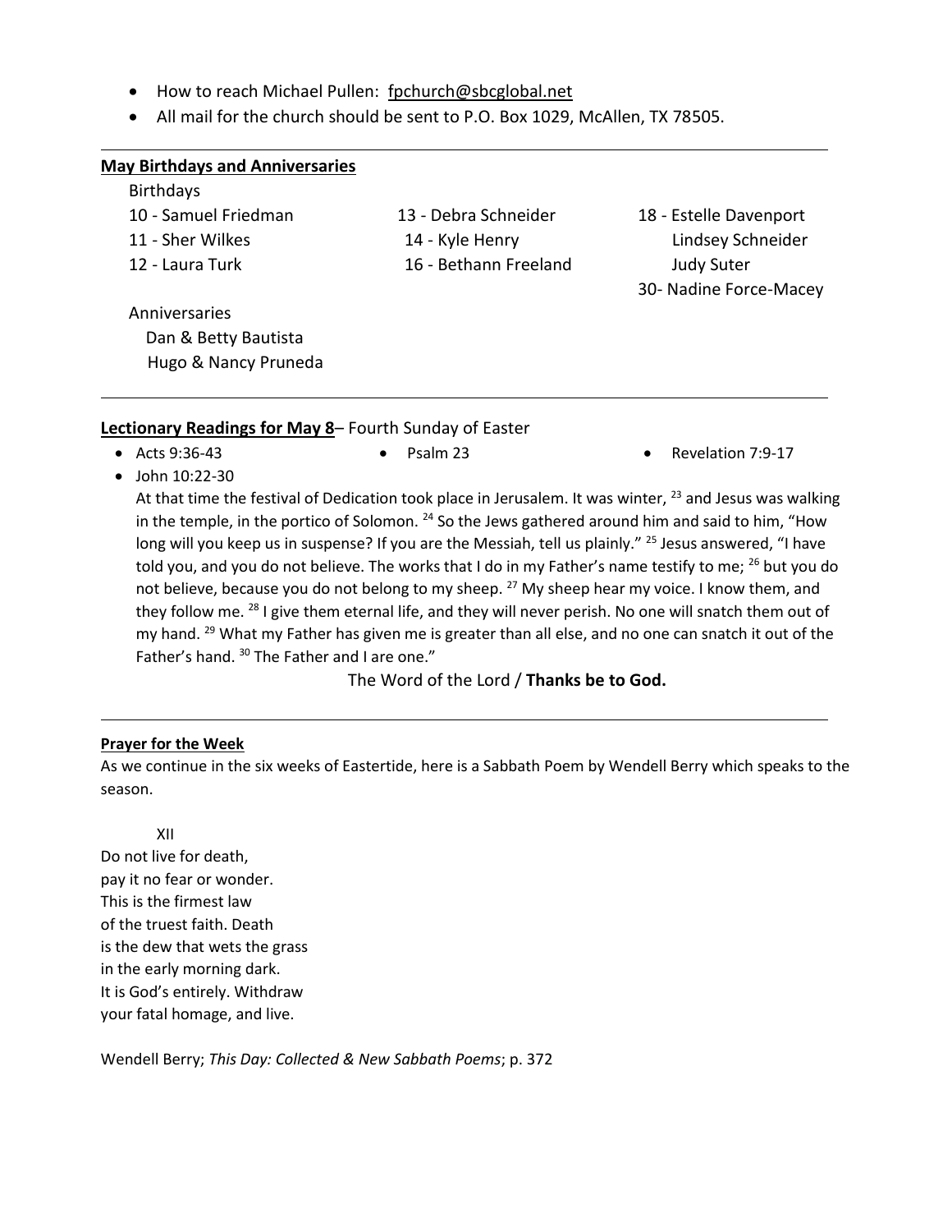- How to reach Michael Pullen: fpchurch@sbcglobal.net
- All mail for the church should be sent to P.O. Box 1029, McAllen, TX 78505.

---

**May Birthdays and Anniversaries**

Birthdays

10 - Samuel Friedman
11 - Sher Wilkes
12 - Laura Turk
13 - Debra Schneider
14 - Kyle Henry
16 - Bethann Freeland
18 - Estelle Davenport
Lindsey Schneider
Judy Suter
30- Nadine Force-Macey

Anniversaries

Dan & Betty Bautista
Hugo & Nancy Pruneda

---

**Lectionary Readings for May 8**– Fourth Sunday of Easter

- Acts 9:36-43
- Psalm 23
- Revelation 7:9-17
- John 10:22-30

At that time the festival of Dedication took place in Jerusalem. It was winter, [23] and Jesus was walking in the temple, in the portico of Solomon. [24] So the Jews gathered around him and said to him, "How long will you keep us in suspense? If you are the Messiah, tell us plainly." [25] Jesus answered, "I have told you, and you do not believe. The works that I do in my Father's name testify to me; [26] but you do not believe, because you do not belong to my sheep. [27] My sheep hear my voice. I know them, and they follow me. [28] I give them eternal life, and they will never perish. No one will snatch them out of my hand. [29] What my Father has given me is greater than all else, and no one can snatch it out of the Father's hand. [30] The Father and I are one."

The Word of the Lord / **Thanks be to God.**

---

**Prayer for the Week**

As we continue in the six weeks of Eastertide, here is a Sabbath Poem by Wendell Berry which speaks to the season.

XII

Do not live for death,
pay it no fear or wonder.
This is the firmest law
of the truest faith. Death
is the dew that wets the grass
in the early morning dark.
It is God's entirely. Withdraw
your fatal homage, and live.

Wendell Berry; *This Day: Collected & New Sabbath Poems*; p. 372